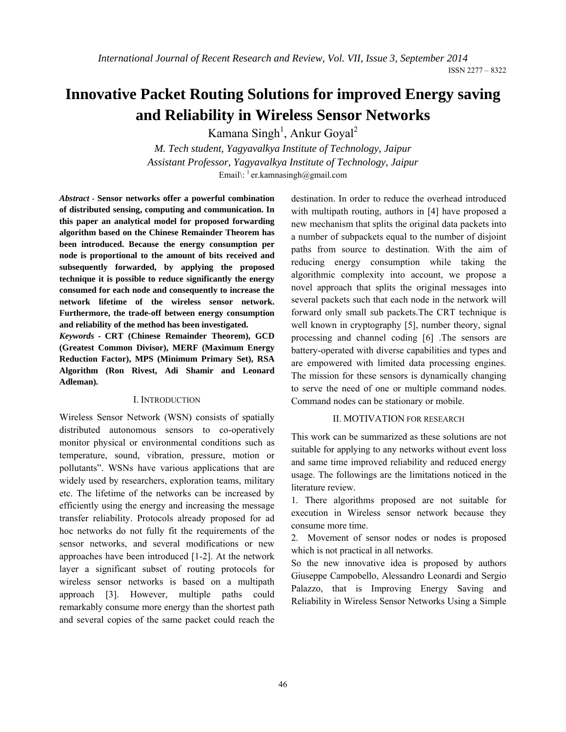# Innovative Packet Routing Solutions for improved Energy saving and Reliability in Wireless Sensor Networks

Kamana Singh[1], Ankur Goyal[2]

*M. Tech student, Yagyavalkya Institute of Technology, Jaipur*

*Assistant Professor, Yagyavalkya Institute of Technology, Jaipur*

Email\: [1] er.kamnasingh@gmail.com

***Abstract* - Sensor networks offer a powerful combination of distributed sensing, computing and communication. In this paper an analytical model for proposed forwarding algorithm based on the Chinese Remainder Theorem has been introduced. Because the energy consumption per node is proportional to the amount of bits received and subsequently forwarded, by applying the proposed technique it is possible to reduce significantly the energy consumed for each node and consequently to increase the network lifetime of the wireless sensor network. Furthermore, the trade-off between energy consumption and reliability of the method has been investigated.**

***Keywords* - CRT (Chinese Remainder Theorem), GCD (Greatest Common Divisor), MERF (Maximum Energy Reduction Factor), MPS (Minimum Primary Set), RSA Algorithm (Ron Rivest, Adi Shamir and Leonard Adleman).**

## I. INTRODUCTION

Wireless Sensor Network (WSN) consists of spatially distributed autonomous sensors to co-operatively monitor physical or environmental conditions such as temperature, sound, vibration, pressure, motion or pollutants". WSNs have various applications that are widely used by researchers, exploration teams, military etc. The lifetime of the networks can be increased by efficiently using the energy and increasing the message transfer reliability. Protocols already proposed for ad hoc networks do not fully fit the requirements of the sensor networks, and several modifications or new approaches have been introduced [1-2]. At the network layer a significant subset of routing protocols for wireless sensor networks is based on a multipath approach [3]. However, multiple paths could remarkably consume more energy than the shortest path and several copies of the same packet could reach the destination. In order to reduce the overhead introduced with multipath routing, authors in [4] have proposed a new mechanism that splits the original data packets into a number of subpackets equal to the number of disjoint paths from source to destination. With the aim of reducing energy consumption while taking the algorithmic complexity into account, we propose a novel approach that splits the original messages into several packets such that each node in the network will forward only small sub packets.The CRT technique is well known in cryptography [5], number theory, signal processing and channel coding [6] .The sensors are battery-operated with diverse capabilities and types and are empowered with limited data processing engines. The mission for these sensors is dynamically changing to serve the need of one or multiple command nodes. Command nodes can be stationary or mobile.

## II. MOTIVATION FOR RESEARCH

This work can be summarized as these solutions are not suitable for applying to any networks without event loss and same time improved reliability and reduced energy usage. The followings are the limitations noticed in the literature review.

1. There algorithms proposed are not suitable for execution in Wireless sensor network because they consume more time.
2. Movement of sensor nodes or nodes is proposed which is not practical in all networks.

So the new innovative idea is proposed by authors Giuseppe Campobello, Alessandro Leonardi and Sergio Palazzo, that is Improving Energy Saving and Reliability in Wireless Sensor Networks Using a Simple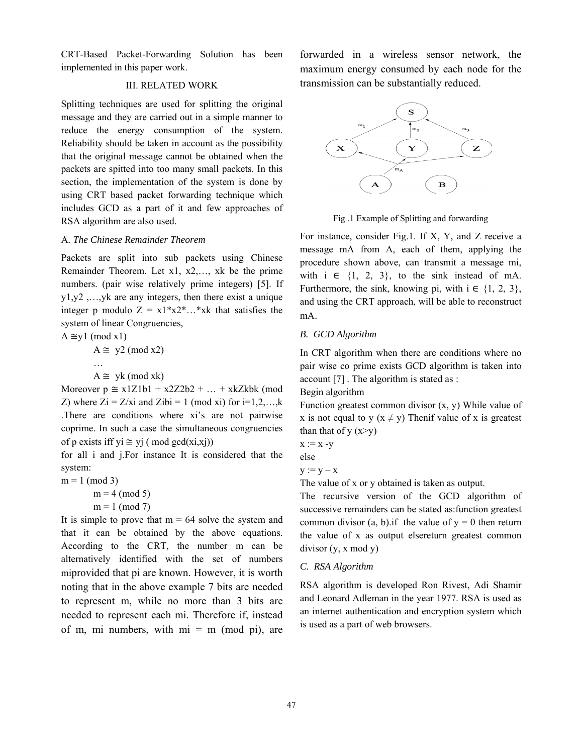CRT-Based Packet-Forwarding Solution has been implemented in this paper work.

## III. RELATED WORK

Splitting techniques are used for splitting the original message and they are carried out in a simple manner to reduce the energy consumption of the system. Reliability should be taken in account as the possibility that the original message cannot be obtained when the packets are spitted into too many small packets. In this section, the implementation of the system is done by using CRT based packet forwarding technique which includes GCD as a part of it and few approaches of RSA algorithm are also used.

### A. *The Chinese Remainder Theorem*

Packets are split into sub packets using Chinese Remainder Theorem. Let x1, x2,…, xk be the prime numbers. (pair wise relatively prime integers) [5]. If y1,y2 ,…,yk are any integers, then there exist a unique integer p modulo Z = x1*x2*…*xk that satisfies the system of linear Congruencies,

$A \cong y1 \pmod{x1}$

$A \cong y2 \pmod{x2}$

…

$A \cong yk \pmod{xk}$

Moreover $p \cong x1Z1b1 + x2Z2b2 + \ldots + xkZkbk \pmod{Z}$ where $Zi = Z/xi$ and $Zibi = 1 \pmod{xi}$ for i=1,2,…,k .There are conditions where xi's are not pairwise coprime. In such a case the simultaneous congruencies of p exists iff $yi \cong yj \pmod{\gcd(xi,xj)}$ for all i and j.For instance It is considered that the system:

$m = 1 \pmod{3}$

$m = 4 \pmod{5}$

$m = 1 \pmod{7}$

It is simple to prove that m = 64 solve the system and that it can be obtained by the above equations. According to the CRT, the number m can be alternatively identified with the set of numbers miprovided that pi are known. However, it is worth noting that in the above example 7 bits are needed to represent m, while no more than 3 bits are needed to represent each mi. Therefore if, instead of m, mi numbers, with mi = m (mod pi), are forwarded in a wireless sensor network, the maximum energy consumed by each node for the transmission can be substantially reduced.

Fig .1 Example of Splitting and forwarding

For instance, consider Fig.1. If X, Y, and Z receive a message mA from A, each of them, applying the procedure shown above, can transmit a message mi, with $i \in \{1, 2, 3\}$, to the sink instead of mA. Furthermore, the sink, knowing pi, with $i \in \{1, 2, 3\}$, and using the CRT approach, will be able to reconstruct mA.

### B. *GCD Algorithm*

In CRT algorithm when there are conditions where no pair wise co prime exists GCD algorithm is taken into account [7] . The algorithm is stated as :

Begin algorithm

Function greatest common divisor (x, y) While value of x is not equal to y ($x \neq y$) Thenif value of x is greatest than that of y (x>y)

x := x -y

else

y := y – x

The value of x or y obtained is taken as output.

The recursive version of the GCD algorithm of successive remainders can be stated as:function greatest common divisor (a, b).if the value of y = 0 then return the value of x as output elsereturn greatest common divisor (y, x mod y)

### C. *RSA Algorithm*

RSA algorithm is developed Ron Rivest, Adi Shamir and Leonard Adleman in the year 1977. RSA is used as an internet authentication and encryption system which is used as a part of web browsers.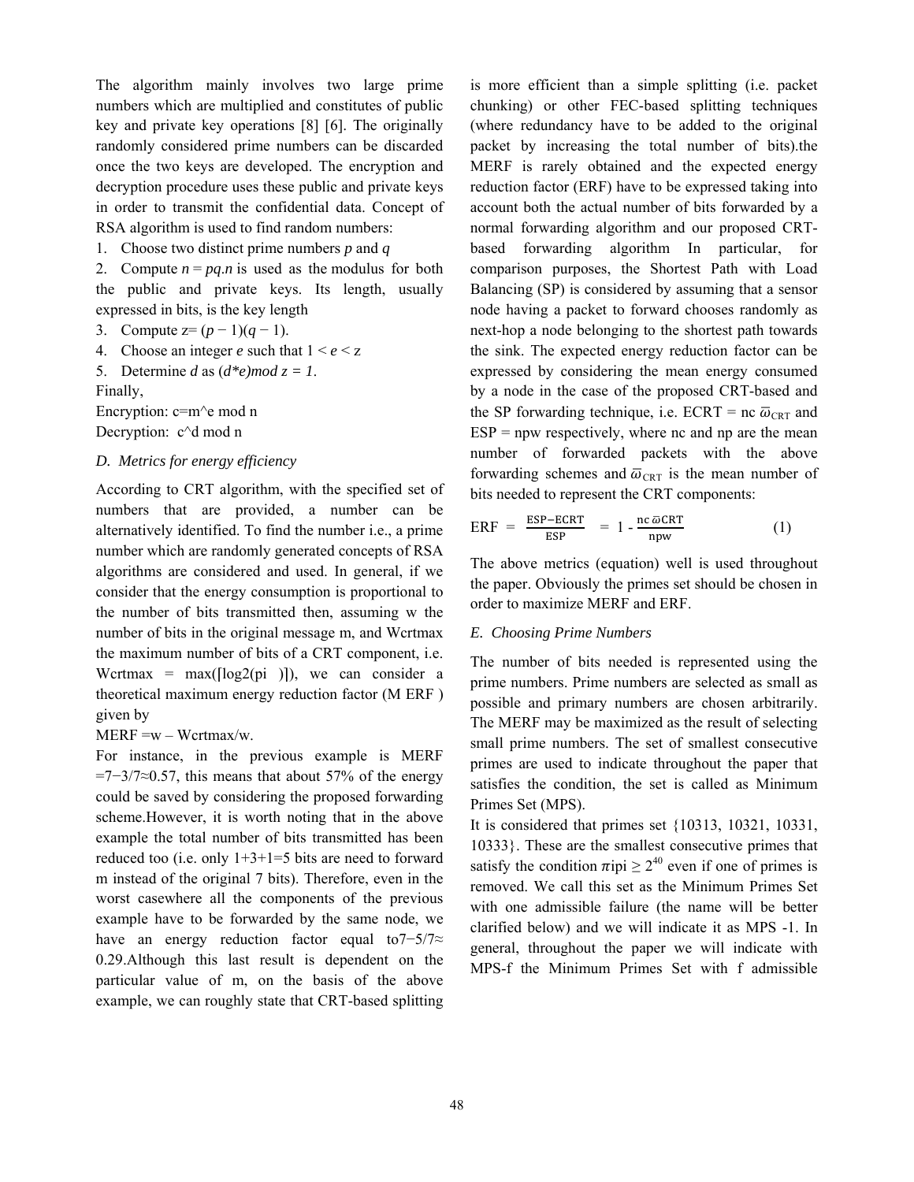The algorithm mainly involves two large prime numbers which are multiplied and constitutes of public key and private key operations [8] [6]. The originally randomly considered prime numbers can be discarded once the two keys are developed. The encryption and decryption procedure uses these public and private keys in order to transmit the confidential data. Concept of RSA algorithm is used to find random numbers:

1. Choose two distinct prime numbers *p* and *q*
2. Compute $n = pq.n$ is used as the modulus for both the public and private keys. Its length, usually expressed in bits, is the key length
3. Compute $z = (p - 1)(q - 1)$.
4. Choose an integer *e* such that $1 < e < z$
5. Determine *d* as $(d*e) \bmod z = 1$.

Finally,

Encryption: c=m^e mod n

Decryption: c^d mod n

### D. Metrics for energy efficiency

According to CRT algorithm, with the specified set of numbers that are provided, a number can be alternatively identified. To find the number i.e., a prime number which are randomly generated concepts of RSA algorithms are considered and used. In general, if we consider that the energy consumption is proportional to the number of bits transmitted then, assuming w the number of bits in the original message m, and Wcrtmax the maximum number of bits of a CRT component, i.e. Wcrtmax = max(⌈log2(pi )⌉), we can consider a theoretical maximum energy reduction factor (M ERF ) given by

MERF =w – Wcrtmax/w.

For instance, in the previous example is MERF $=7-3/7\approx0.57$, this means that about 57% of the energy could be saved by considering the proposed forwarding scheme.However, it is worth noting that in the above example the total number of bits transmitted has been reduced too (i.e. only 1+3+1=5 bits are need to forward m instead of the original 7 bits). Therefore, even in the worst casewhere all the components of the previous example have to be forwarded by the same node, we have an energy reduction factor equal to$7-5/7\approx$ 0.29.Although this last result is dependent on the particular value of m, on the basis of the above example, we can roughly state that CRT-based splitting is more efficient than a simple splitting (i.e. packet chunking) or other FEC-based splitting techniques (where redundancy have to be added to the original packet by increasing the total number of bits).the MERF is rarely obtained and the expected energy reduction factor (ERF) have to be expressed taking into account both the actual number of bits forwarded by a normal forwarding algorithm and our proposed CRT-based forwarding algorithm In particular, for comparison purposes, the Shortest Path with Load Balancing (SP) is considered by assuming that a sensor node having a packet to forward chooses randomly as next-hop a node belonging to the shortest path towards the sink. The expected energy reduction factor can be expressed by considering the mean energy consumed by a node in the case of the proposed CRT-based and the SP forwarding technique, i.e. ECRT = nc $\bar{\omega}_{\mathrm{CRT}}$ and ESP = npw respectively, where nc and np are the mean number of forwarded packets with the above forwarding schemes and $\bar{\omega}_{\mathrm{CRT}}$ is the mean number of bits needed to represent the CRT components:

$$\mathrm{ERF} = \frac{\mathrm{ESP}-\mathrm{ECRT}}{\mathrm{ESP}} = 1 - \frac{\mathrm{nc}\,\bar{\omega}\mathrm{CRT}}{\mathrm{npw}} \qquad (1)$$

The above metrics (equation) well is used throughout the paper. Obviously the primes set should be chosen in order to maximize MERF and ERF.

### E. Choosing Prime Numbers

The number of bits needed is represented using the prime numbers. Prime numbers are selected as small as possible and primary numbers are chosen arbitrarily. The MERF may be maximized as the result of selecting small prime numbers. The set of smallest consecutive primes are used to indicate throughout the paper that satisfies the condition, the set is called as Minimum Primes Set (MPS).

It is considered that primes set {10313, 10321, 10331, 10333}. These are the smallest consecutive primes that satisfy the condition $\pi$ipi $\geq 2^{40}$ even if one of primes is removed. We call this set as the Minimum Primes Set with one admissible failure (the name will be better clarified below) and we will indicate it as MPS -1. In general, throughout the paper we will indicate with MPS-f the Minimum Primes Set with f admissible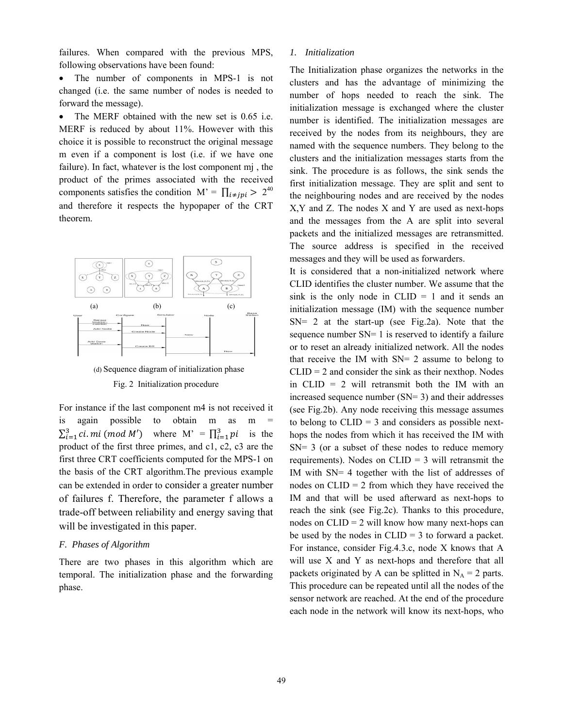failures. When compared with the previous MPS, following observations have been found:

- The number of components in MPS-1 is not changed (i.e. the same number of nodes is needed to forward the message).
- The MERF obtained with the new set is 0.65 i.e. MERF is reduced by about 11%. However with this choice it is possible to reconstruct the original message m even if a component is lost (i.e. if we have one failure). In fact, whatever is the lost component mj , the product of the primes associated with the received components satisfies the condition M' = $\prod_{i \neq j} pi > 2^{40}$ and therefore it respects the hypopaper of the CRT theorem.

(a) (b) (c)

(d) Sequence diagram of initialization phase

Fig. 2 Initialization procedure

For instance if the last component m4 is not received it is again possible to obtain m as m = $\sum_{i=1}^{3} ci.mi \ (mod\ M')$ where M' = $\prod_{i=1}^{3} pi$ is the product of the first three primes, and c1, c2, c3 are the first three CRT coefficients computed for the MPS-1 on the basis of the CRT algorithm.The previous example can be extended in order to consider a greater number of failures f. Therefore, the parameter f allows a trade-off between reliability and energy saving that will be investigated in this paper.

### *F. Phases of Algorithm*

There are two phases in this algorithm which are temporal. The initialization phase and the forwarding phase.

#### *1. Initialization*

The Initialization phase organizes the networks in the clusters and has the advantage of minimizing the number of hops needed to reach the sink. The initialization message is exchanged where the cluster number is identified. The initialization messages are received by the nodes from its neighbours, they are named with the sequence numbers. They belong to the clusters and the initialization messages starts from the sink. The procedure is as follows, the sink sends the first initialization message. They are split and sent to the neighbouring nodes and are received by the nodes X,Y and Z. The nodes X and Y are used as next-hops and the messages from the A are split into several packets and the initialized messages are retransmitted. The source address is specified in the received messages and they will be used as forwarders.

It is considered that a non-initialized network where CLID identifies the cluster number. We assume that the sink is the only node in CLID = 1 and it sends an initialization message (IM) with the sequence number SN= 2 at the start-up (see Fig.2a). Note that the sequence number SN= 1 is reserved to identify a failure or to reset an already initialized network. All the nodes that receive the IM with SN= 2 assume to belong to CLID = 2 and consider the sink as their nexthop. Nodes in CLID = 2 will retransmit both the IM with an increased sequence number (SN= 3) and their addresses (see Fig.2b). Any node receiving this message assumes to belong to CLID = 3 and considers as possible next-hops the nodes from which it has received the IM with SN= 3 (or a subset of these nodes to reduce memory requirements). Nodes on CLID = 3 will retransmit the IM with SN= 4 together with the list of addresses of nodes on CLID = 2 from which they have received the IM and that will be used afterward as next-hops to reach the sink (see Fig.2c). Thanks to this procedure, nodes on CLID = 2 will know how many next-hops can be used by the nodes in CLID = 3 to forward a packet. For instance, consider Fig.4.3.c, node X knows that A will use X and Y as next-hops and therefore that all packets originated by A can be splitted in $N_A$ = 2 parts. This procedure can be repeated until all the nodes of the sensor network are reached. At the end of the procedure each node in the network will know its next-hops, who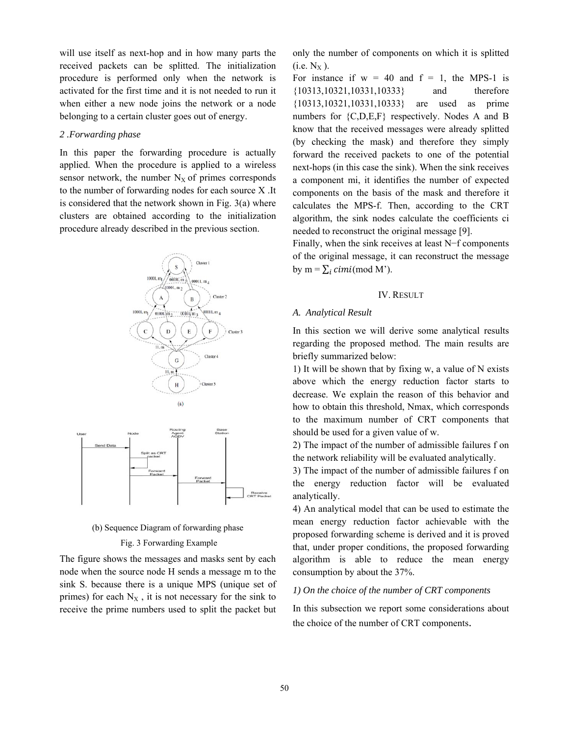will use itself as next-hop and in how many parts the received packets can be splitted. The initialization procedure is performed only when the network is activated for the first time and it is not needed to run it when either a new node joins the network or a node belonging to a certain cluster goes out of energy.

*2 .Forwarding phase*

In this paper the forwarding procedure is actually applied. When the procedure is applied to a wireless sensor network, the number $N_X$ of primes corresponds to the number of forwarding nodes for each source X .It is considered that the network shown in Fig. 3(a) where clusters are obtained according to the initialization procedure already described in the previous section.

(a)

(b) Sequence Diagram of forwarding phase

Fig. 3 Forwarding Example

The figure shows the messages and masks sent by each node when the source node H sends a message m to the sink S. because there is a unique MPS (unique set of primes) for each $N_X$ , it is not necessary for the sink to receive the prime numbers used to split the packet but only the number of components on which it is splitted (i.e. $N_X$ ).

For instance if w = 40 and f = 1, the MPS-1 is {10313,10321,10331,10333} and therefore {10313,10321,10331,10333} are used as prime numbers for {C,D,E,F} respectively. Nodes A and B know that the received messages were already splitted (by checking the mask) and therefore they simply forward the received packets to one of the potential next-hops (in this case the sink). When the sink receives a component mi, it identifies the number of expected components on the basis of the mask and therefore it calculates the MPS-f. Then, according to the CRT algorithm, the sink nodes calculate the coefficients ci needed to reconstruct the original message [9].

Finally, when the sink receives at least N−f components of the original message, it can reconstruct the message by m = $\sum_i cimi$(mod M').

## IV. RESULT

### *A. Analytical Result*

In this section we will derive some analytical results regarding the proposed method. The main results are briefly summarized below:

1) It will be shown that by fixing w, a value of N exists above which the energy reduction factor starts to decrease. We explain the reason of this behavior and how to obtain this threshold, Nmax, which corresponds to the maximum number of CRT components that should be used for a given value of w.

2) The impact of the number of admissible failures f on the network reliability will be evaluated analytically.

3) The impact of the number of admissible failures f on the energy reduction factor will be evaluated analytically.

4) An analytical model that can be used to estimate the mean energy reduction factor achievable with the proposed forwarding scheme is derived and it is proved that, under proper conditions, the proposed forwarding algorithm is able to reduce the mean energy consumption by about the 37%.

*1) On the choice of the number of CRT components*

In this subsection we report some considerations about the choice of the number of CRT components.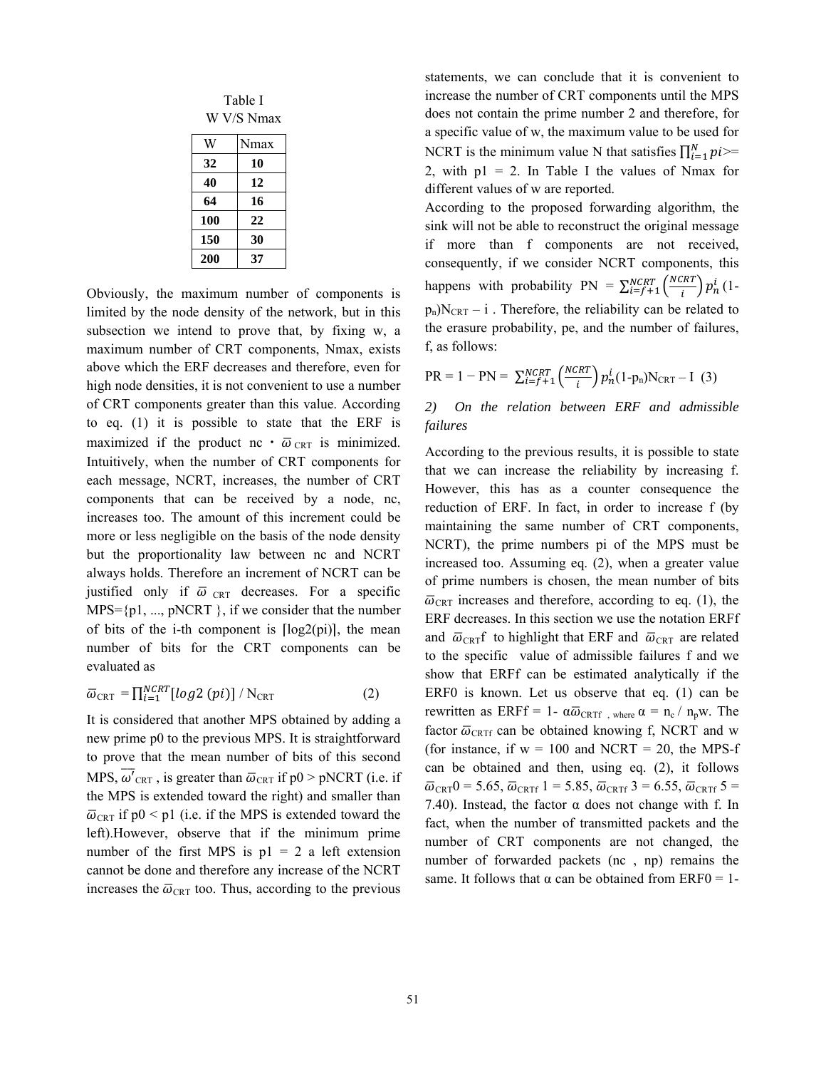Table I
W V/S Nmax

| W | Nmax |
|---|---|
| **32** | **10** |
| **40** | **12** |
| **64** | **16** |
| **100** | **22** |
| **150** | **30** |
| **200** | **37** |

Obviously, the maximum number of components is limited by the node density of the network, but in this subsection we intend to prove that, by fixing w, a maximum number of CRT components, Nmax, exists above which the ERF decreases and therefore, even for high node densities, it is not convenient to use a number of CRT components greater than this value. According to eq. (1) it is possible to state that the ERF is maximized if the product nc · $\bar{\omega}_{CRT}$ is minimized. Intuitively, when the number of CRT components for each message, NCRT, increases, the number of CRT components that can be received by a node, nc, increases too. The amount of this increment could be more or less negligible on the basis of the node density but the proportionality law between nc and NCRT always holds. Therefore an increment of NCRT can be justified only if $\bar{\omega}_{CRT}$ decreases. For a specific MPS={p1, ..., pNCRT }, if we consider that the number of bits of the i-th component is ⌈log2(pi)⌉, the mean number of bits for the CRT components can be evaluated as

$$\bar{\omega}_{CRT} = \prod_{i=1}^{NCRT} \lceil log2\ (pi) \rceil \ /\ N_{CRT} \qquad (2)$$

It is considered that another MPS obtained by adding a new prime p0 to the previous MPS. It is straightforward to prove that the mean number of bits of this second MPS, $\overline{\omega'}_{CRT}$, is greater than $\bar{\omega}_{CRT}$ if p0 > pNCRT (i.e. if the MPS is extended toward the right) and smaller than $\bar{\omega}_{CRT}$ if p0 < p1 (i.e. if the MPS is extended toward the left).However, observe that if the minimum prime number of the first MPS is p1 = 2 a left extension cannot be done and therefore any increase of the NCRT increases the $\bar{\omega}_{CRT}$ too. Thus, according to the previous statements, we can conclude that it is convenient to increase the number of CRT components until the MPS does not contain the prime number 2 and therefore, for a specific value of w, the maximum value to be used for NCRT is the minimum value N that satisfies $\prod_{i=1}^{N} pi$>= 2, with p1 = 2. In Table I the values of Nmax for different values of w are reported.

According to the proposed forwarding algorithm, the sink will not be able to reconstruct the original message if more than f components are not received, consequently, if we consider NCRT components, this happens with probability PN = $\sum_{i=f+1}^{NCRT} \binom{NCRT}{i} p_n^i$ (1-$p_n$)$^{N_{CRT} - i}$ . Therefore, the reliability can be related to the erasure probability, pe, and the number of failures, f, as follows:

$$PR = 1 - PN = \sum_{i=f+1}^{NCRT} \binom{NCRT}{i} p_n^i (1-p_n)^{N_{CRT} - I} \quad (3)$$

*2) On the relation between ERF and admissible failures*

According to the previous results, it is possible to state that we can increase the reliability by increasing f. However, this has as a counter consequence the reduction of ERF. In fact, in order to increase f (by maintaining the same number of CRT components, NCRT), the prime numbers pi of the MPS must be increased too. Assuming eq. (2), when a greater value of prime numbers is chosen, the mean number of bits $\bar{\omega}_{CRT}$ increases and therefore, according to eq. (1), the ERF decreases. In this section we use the notation ERFf and $\bar{\omega}_{CRT}$f to highlight that ERF and $\bar{\omega}_{CRT}$ are related to the specific value of admissible failures f and we show that ERFf can be estimated analytically if the ERF0 is known. Let us observe that eq. (1) can be rewritten as ERFf = 1- α$\bar{\omega}_{CRTf}$ , where α = $n_c$ / $n_p$w. The factor $\bar{\omega}_{CRTf}$ can be obtained knowing f, NCRT and w (for instance, if w = 100 and NCRT = 20, the MPS-f can be obtained and then, using eq. (2), it follows $\bar{\omega}_{CRT}$0 = 5.65, $\bar{\omega}_{CRTf}$ 1 = 5.85, $\bar{\omega}_{CRTf}$ 3 = 6.55, $\bar{\omega}_{CRTf}$ 5 = 7.40). Instead, the factor α does not change with f. In fact, when the number of transmitted packets and the number of CRT components are not changed, the number of forwarded packets ($n_c$ , np) remains the same. It follows that α can be obtained from ERF0 = 1-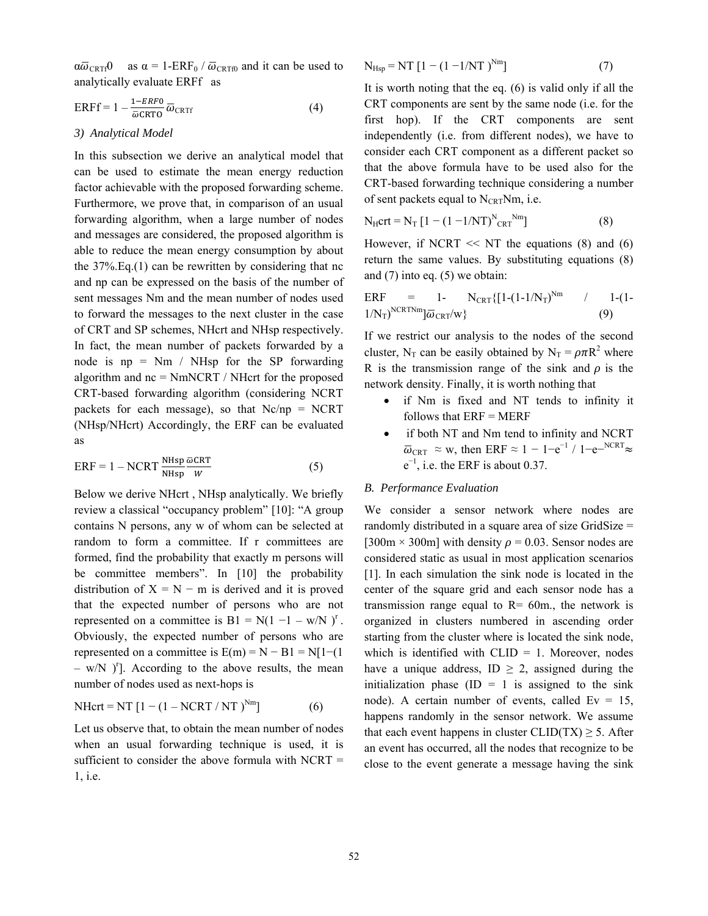$\alpha\overline{\omega}_{CRTf}0$ as $\alpha = 1\text{-}ERF_0 / \overline{\omega}_{CRTf0}$ and it can be used to analytically evaluate ERFf as

$$ERFf = 1 - \frac{1-ERF0}{\overline{\omega}_{CRT0}}\overline{\omega}_{CRTf} \qquad (4)$$

### 3) Analytical Model

In this subsection we derive an analytical model that can be used to estimate the mean energy reduction factor achievable with the proposed forwarding scheme. Furthermore, we prove that, in comparison of an usual forwarding algorithm, when a large number of nodes and messages are considered, the proposed algorithm is able to reduce the mean energy consumption by about the 37%.Eq.(1) can be rewritten by considering that nc and np can be expressed on the basis of the number of sent messages Nm and the mean number of nodes used to forward the messages to the next cluster in the case of CRT and SP schemes, NHcrt and NHsp respectively. In fact, the mean number of packets forwarded by a node is np = Nm / NHsp for the SP forwarding algorithm and nc = NmNCRT / NHcrt for the proposed CRT-based forwarding algorithm (considering NCRT packets for each message), so that Nc/np = NCRT (NHsp/NHcrt) Accordingly, the ERF can be evaluated as

$$ERF = 1 - NCRT\,\frac{NHsp}{NHsp}\frac{\overline{\omega}CRT}{W} \qquad (5)$$

Below we derive NHcrt , NHsp analytically. We briefly review a classical "occupancy problem" [10]: "A group contains N persons, any w of whom can be selected at random to form a committee. If r committees are formed, find the probability that exactly m persons will be committee members". In [10] the probability distribution of X = N − m is derived and it is proved that the expected number of persons who are not represented on a committee is $B1 = N(1 - 1 - w/N)^r$. Obviously, the expected number of persons who are represented on a committee is $E(m) = N - B1 = N[1-(1 - w/N)^r]$. According to the above results, the mean number of nodes used as next-hops is

$$NHcrt = NT\,[1 - (1 - NCRT / NT)^{Nm}] \qquad (6)$$

Let us observe that, to obtain the mean number of nodes when an usual forwarding technique is used, it is sufficient to consider the above formula with NCRT = 1, i.e.

$$N_{Hsp} = NT\,[1 - (1 - 1/NT)^{Nm}] \qquad (7)$$

It is worth noting that the eq. (6) is valid only if all the CRT components are sent by the same node (i.e. for the first hop). If the CRT components are sent independently (i.e. from different nodes), we have to consider each CRT component as a different packet so that the above formula have to be used also for the CRT-based forwarding technique considering a number of sent packets equal to $N_{CRT}Nm$, i.e.

$$N_Hcrt = N_T\,[1 - (1 - 1/NT)^{N_{CRT}{}^{Nm}}] \qquad (8)$$

However, if NCRT << NT the equations (8) and (6) return the same values. By substituting equations (8) and (7) into eq. (5) we obtain:

$$ERF = 1\text{-} N_{CRT}\{[1\text{-}(1\text{-}1/N_T)^{Nm} / 1\text{-}(1\text{-}1/N_T)^{NCRTNm}]\overline{\omega}_{CRT}/w\} \qquad (9)$$

If we restrict our analysis to the nodes of the second cluster, $N_T$ can be easily obtained by $N_T = \rho\pi R^2$ where R is the transmission range of the sink and $\rho$ is the network density. Finally, it is worth nothing that

- if Nm is fixed and NT tends to infinity it follows that ERF = MERF
- if both NT and Nm tend to infinity and NCRT $\overline{\omega}_{CRT} \approx w$, then ERF $\approx 1 - 1\text{−}e^{-1} / 1\text{−}e^{-NCRT} \approx e^{-1}$, i.e. the ERF is about 0.37.

## B. Performance Evaluation

We consider a sensor network where nodes are randomly distributed in a square area of size GridSize = [300m × 300m] with density $\rho = 0.03$. Sensor nodes are considered static as usual in most application scenarios [1]. In each simulation the sink node is located in the center of the square grid and each sensor node has a transmission range equal to R= 60m., the network is organized in clusters numbered in ascending order starting from the cluster where is located the sink node, which is identified with CLID = 1. Moreover, nodes have a unique address, ID ≥ 2, assigned during the initialization phase (ID = 1 is assigned to the sink node). A certain number of events, called Ev = 15, happens randomly in the sensor network. We assume that each event happens in cluster CLID(TX) ≥ 5. After an event has occurred, all the nodes that recognize to be close to the event generate a message having the sink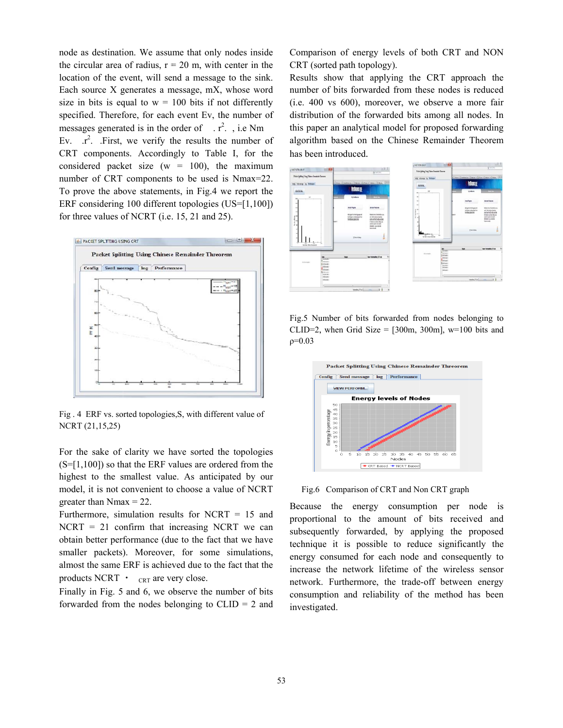node as destination. We assume that only nodes inside the circular area of radius, r = 20 m, with center in the location of the event, will send a message to the sink. Each source X generates a message, mX, whose word size in bits is equal to w = 100 bits if not differently specified. Therefore, for each event Ev, the number of messages generated is in the order of  . $r^2$.  , i.e Nm Ev.  .$r^2$.  .First, we verify the results the number of CRT components. Accordingly to Table I, for the considered packet size (w = 100), the maximum number of CRT components to be used is Nmax=22. To prove the above statements, in Fig.4 we report the ERF considering 100 different topologies (US=[1,100]) for three values of NCRT (i.e. 15, 21 and 25).

Fig . 4 ERF vs. sorted topologies,S, with different value of NCRT (21,15,25)

For the sake of clarity we have sorted the topologies (S=[1,100]) so that the ERF values are ordered from the highest to the smallest value. As anticipated by our model, it is not convenient to choose a value of NCRT greater than Nmax = 22.

Furthermore, simulation results for NCRT = 15 and NCRT = 21 confirm that increasing NCRT we can obtain better performance (due to the fact that we have smaller packets). Moreover, for some simulations, almost the same ERF is achieved due to the fact that the products NCRT ・ $_{CRT}$ are very close.

Finally in Fig. 5 and 6, we observe the number of bits forwarded from the nodes belonging to CLID = 2 and Comparison of energy levels of both CRT and NON CRT (sorted path topology).

Results show that applying the CRT approach the number of bits forwarded from these nodes is reduced (i.e. 400 vs 600), moreover, we observe a more fair distribution of the forwarded bits among all nodes. In this paper an analytical model for proposed forwarding algorithm based on the Chinese Remainder Theorem has been introduced.

Fig.5 Number of bits forwarded from nodes belonging to CLID=2, when Grid Size = [300m, 300m], w=100 bits and ρ=0.03

Fig.6 Comparison of CRT and Non CRT graph

Because the energy consumption per node is proportional to the amount of bits received and subsequently forwarded, by applying the proposed technique it is possible to reduce significantly the energy consumed for each node and consequently to increase the network lifetime of the wireless sensor network. Furthermore, the trade-off between energy consumption and reliability of the method has been investigated.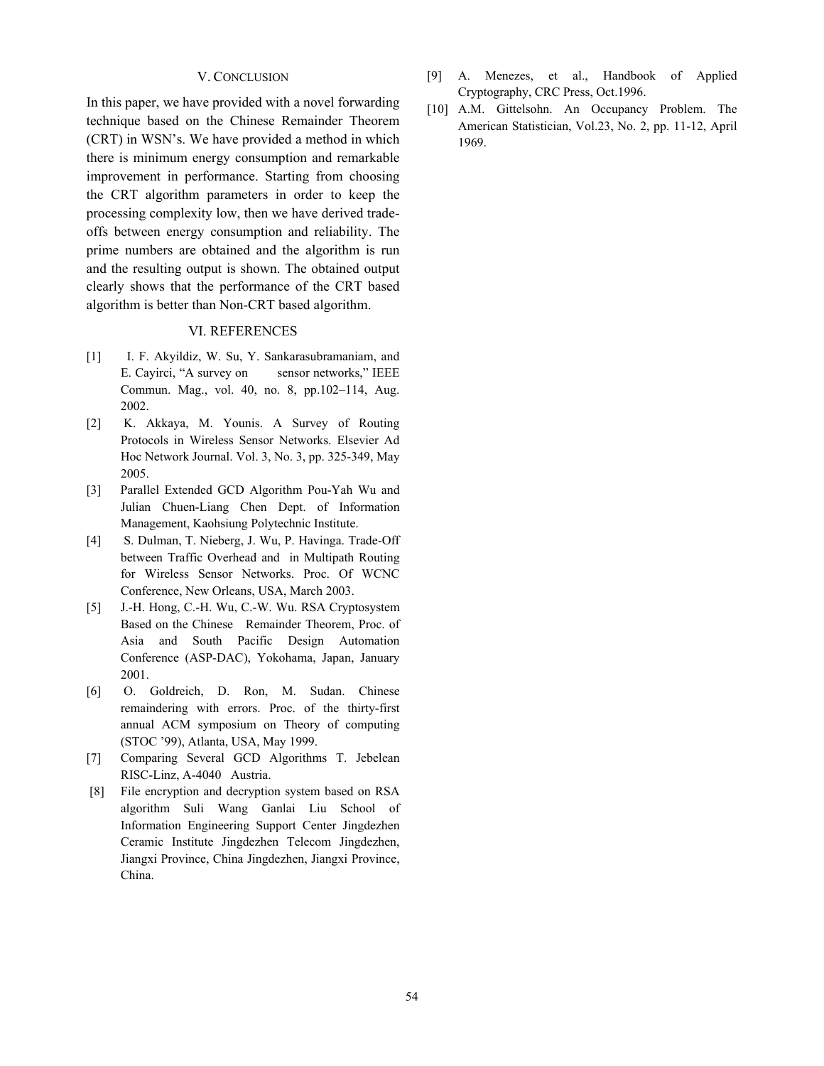## V. CONCLUSION

In this paper, we have provided with a novel forwarding technique based on the Chinese Remainder Theorem (CRT) in WSN's. We have provided a method in which there is minimum energy consumption and remarkable improvement in performance. Starting from choosing the CRT algorithm parameters in order to keep the processing complexity low, then we have derived trade-offs between energy consumption and reliability. The prime numbers are obtained and the algorithm is run and the resulting output is shown. The obtained output clearly shows that the performance of the CRT based algorithm is better than Non-CRT based algorithm.

## VI. REFERENCES

[1] I. F. Akyildiz, W. Su, Y. Sankarasubramaniam, and E. Cayirci, "A survey on sensor networks," IEEE Commun. Mag., vol. 40, no. 8, pp.102–114, Aug. 2002.

[2] K. Akkaya, M. Younis. A Survey of Routing Protocols in Wireless Sensor Networks. Elsevier Ad Hoc Network Journal. Vol. 3, No. 3, pp. 325-349, May 2005.

[3] Parallel Extended GCD Algorithm Pou-Yah Wu and Julian Chuen-Liang Chen Dept. of Information Management, Kaohsiung Polytechnic Institute.

[4] S. Dulman, T. Nieberg, J. Wu, P. Havinga. Trade-Off between Traffic Overhead and in Multipath Routing for Wireless Sensor Networks. Proc. Of WCNC Conference, New Orleans, USA, March 2003.

[5] J.-H. Hong, C.-H. Wu, C.-W. Wu. RSA Cryptosystem Based on the Chinese Remainder Theorem, Proc. of Asia and South Pacific Design Automation Conference (ASP-DAC), Yokohama, Japan, January 2001.

[6] O. Goldreich, D. Ron, M. Sudan. Chinese remaindering with errors. Proc. of the thirty-first annual ACM symposium on Theory of computing (STOC '99), Atlanta, USA, May 1999.

[7] Comparing Several GCD Algorithms T. Jebelean RISC-Linz, A-4040 Austria.

[8] File encryption and decryption system based on RSA algorithm Suli Wang Ganlai Liu School of Information Engineering Support Center Jingdezhen Ceramic Institute Jingdezhen Telecom Jingdezhen, Jiangxi Province, China Jingdezhen, Jiangxi Province, China.

[9] A. Menezes, et al., Handbook of Applied Cryptography, CRC Press, Oct.1996.

[10] A.M. Gittelsohn. An Occupancy Problem. The American Statistician, Vol.23, No. 2, pp. 11-12, April 1969.